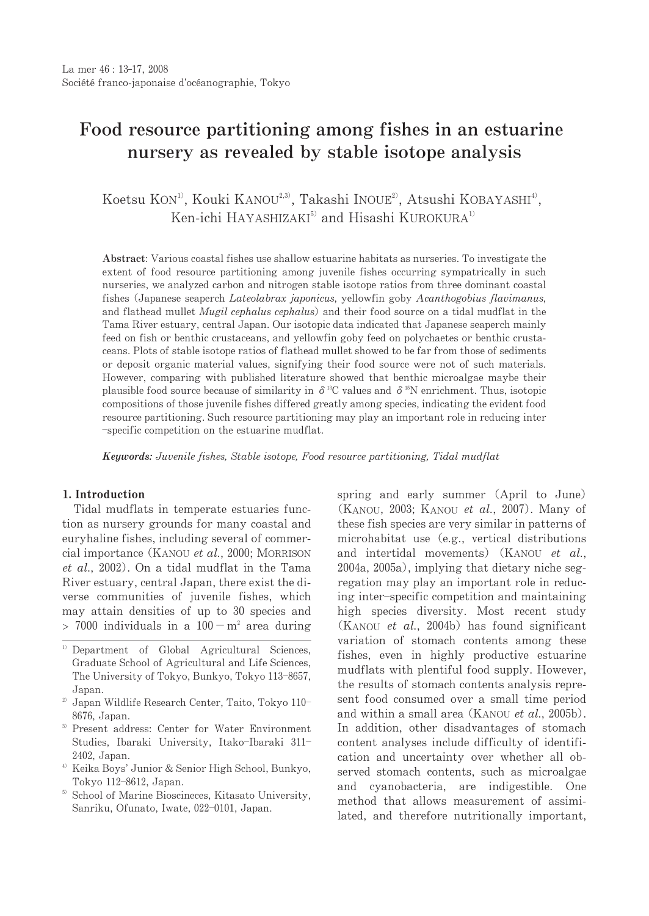# Food resource partitioning among fishes in an estuarine nursery as revealed by stable isotope analysis

Koetsu KON[1], Kouki KANOU[2,3], Takashi INOUE[2], Atsushi KOBAYASHI[4], Ken-ichi HAYASHIZAKI[5] and Hisashi KUROKURA[1]

**Abstract**: Various coastal fishes use shallow estuarine habitats as nurseries. To investigate the extent of food resource partitioning among juvenile fishes occurring sympatrically in such nurseries, we analyzed carbon and nitrogen stable isotope ratios from three dominant coastal fishes (Japanese seaperch *Lateolabrax japonicus*, yellowfin goby *Acanthogobius flavimanus*, and flathead mullet *Mugil cephalus cephalus*) and their food source on a tidal mudflat in the Tama River estuary, central Japan. Our isotopic data indicated that Japanese seaperch mainly feed on fish or benthic crustaceans, and yellowfin goby feed on polychaetes or benthic crustaceans. Plots of stable isotope ratios of flathead mullet showed to be far from those of sediments or deposit organic material values, signifying their food source were not of such materials. However, comparing with published literature showed that benthic microalgae maybe their plausible food source because of similarity in $\delta^{13}C$ values and $\delta^{15}N$ enrichment. Thus, isotopic compositions of those juvenile fishes differed greatly among species, indicating the evident food resource partitioning. Such resource partitioning may play an important role in reducing inter–specific competition on the estuarine mudflat.

***Keywords:*** *Juvenile fishes, Stable isotope, Food resource partitioning, Tidal mudflat*

## 1. Introduction

Tidal mudflats in temperate estuaries function as nursery grounds for many coastal and euryhaline fishes, including several of commercial importance (KANOU *et al.*, 2000; MORRISON *et al.*, 2002). On a tidal mudflat in the Tama River estuary, central Japan, there exist the diverse communities of juvenile fishes, which may attain densities of up to 30 species and > 7000 individuals in a 100 − $m^2$ area during spring and early summer (April to June) (KANOU, 2003; KANOU *et al.*, 2007). Many of these fish species are very similar in patterns of microhabitat use (e.g., vertical distributions and intertidal movements) (KANOU *et al.*, 2004a, 2005a), implying that dietary niche segregation may play an important role in reducing inter–specific competition and maintaining high species diversity. Most recent study (KANOU *et al.*, 2004b) has found significant variation of stomach contents among these fishes, even in highly productive estuarine mudflats with plentiful food supply. However, the results of stomach contents analysis represent food consumed over a small time period and within a small area (KANOU *et al.*, 2005b). In addition, other disadvantages of stomach content analyses include difficulty of identification and uncertainty over whether all observed stomach contents, such as microalgae and cyanobacteria, are indigestible. One method that allows measurement of assimilated, and therefore nutritionally important,

[1] Department of Global Agricultural Sciences, Graduate School of Agricultural and Life Sciences, The University of Tokyo, Bunkyo, Tokyo 113–8657, Japan.

[2] Japan Wildlife Research Center, Taito, Tokyo 110–8676, Japan.

[3] Present address: Center for Water Environment Studies, Ibaraki University, Itako–Ibaraki 311–2402, Japan.

[4] Keika Boys' Junior & Senior High School, Bunkyo, Tokyo 112–8612, Japan.

[5] School of Marine Bioscineces, Kitasato University, Sanriku, Ofunato, Iwate, 022–0101, Japan.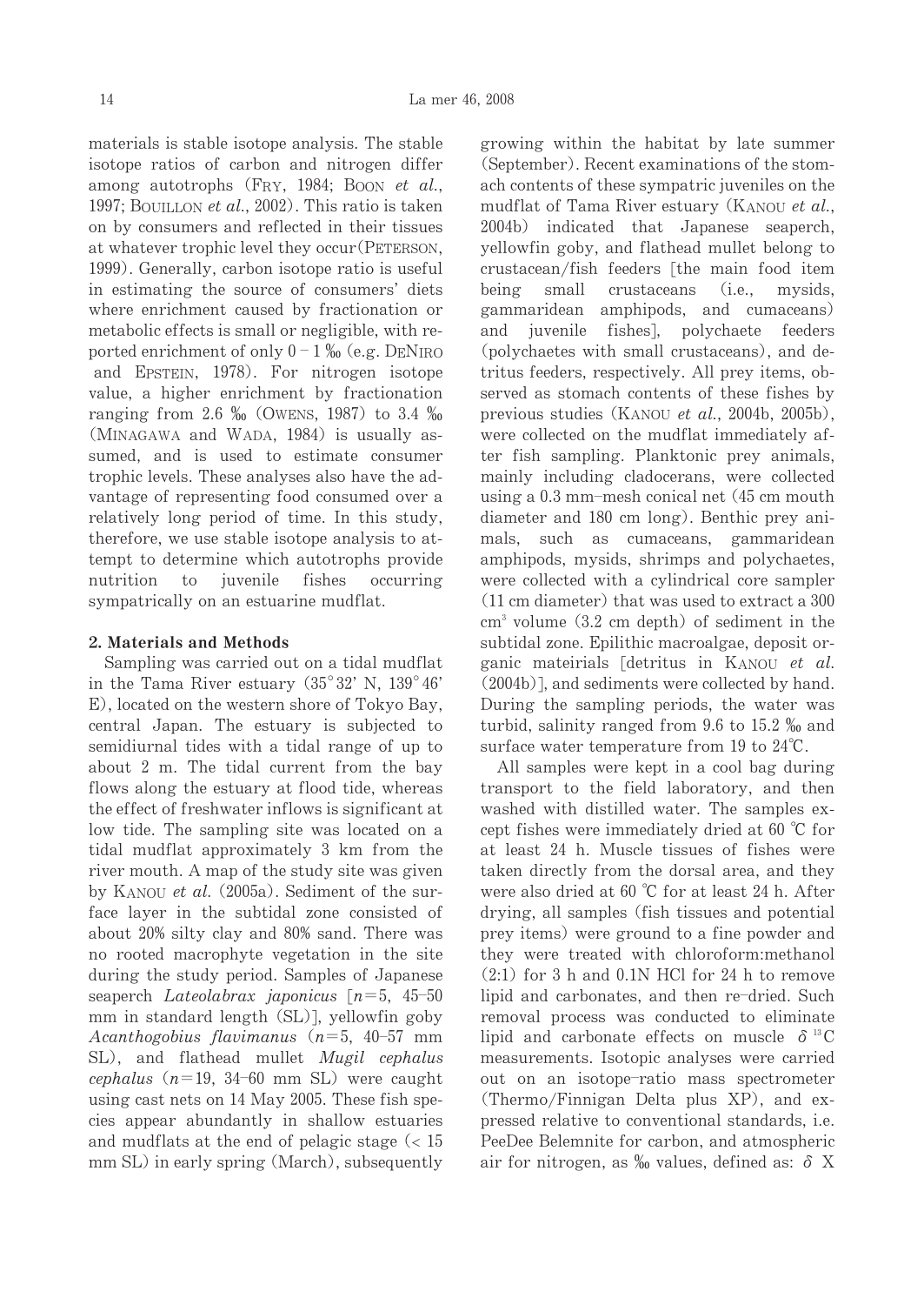materials is stable isotope analysis. The stable isotope ratios of carbon and nitrogen differ among autotrophs (FRY, 1984; BOON *et al.*, 1997; BOUILLON *et al.*, 2002). This ratio is taken on by consumers and reflected in their tissues at whatever trophic level they occur (PETERSON, 1999). Generally, carbon isotope ratio is useful in estimating the source of consumers' diets where enrichment caused by fractionation or metabolic effects is small or negligible, with reported enrichment of only 0 – 1 ‰ (e.g. DENIRO and EPSTEIN, 1978). For nitrogen isotope value, a higher enrichment by fractionation ranging from 2.6 ‰ (OWENS, 1987) to 3.4 ‰ (MINAGAWA and WADA, 1984) is usually assumed, and is used to estimate consumer trophic levels. These analyses also have the advantage of representing food consumed over a relatively long period of time. In this study, therefore, we use stable isotope analysis to attempt to determine which autotrophs provide nutrition to juvenile fishes occurring sympatrically on an estuarine mudflat.

## 2. Materials and Methods

Sampling was carried out on a tidal mudflat in the Tama River estuary (35°32' N, 139°46' E), located on the western shore of Tokyo Bay, central Japan. The estuary is subjected to semidiurnal tides with a tidal range of up to about 2 m. The tidal current from the bay flows along the estuary at flood tide, whereas the effect of freshwater inflows is significant at low tide. The sampling site was located on a tidal mudflat approximately 3 km from the river mouth. A map of the study site was given by KANOU *et al.* (2005a). Sediment of the surface layer in the subtidal zone consisted of about 20% silty clay and 80% sand. There was no rooted macrophyte vegetation in the site during the study period. Samples of Japanese seaperch *Lateolabrax japonicus* [$n$=5, 45–50 mm in standard length (SL)], yellowfin goby *Acanthogobius flavimanus* ($n$=5, 40–57 mm SL), and flathead mullet *Mugil cephalus cephalus* ($n$=19, 34–60 mm SL) were caught using cast nets on 14 May 2005. These fish species appear abundantly in shallow estuaries and mudflats at the end of pelagic stage (< 15 mm SL) in early spring (March), subsequently growing within the habitat by late summer (September). Recent examinations of the stomach contents of these sympatric juveniles on the mudflat of Tama River estuary (KANOU *et al.*, 2004b) indicated that Japanese seaperch, yellowfin goby, and flathead mullet belong to crustacean/fish feeders [the main food item being small crustaceans (i.e., mysids, gammaridean amphipods, and cumaceans) and juvenile fishes], polychaete feeders (polychaetes with small crustaceans), and detritus feeders, respectively. All prey items, observed as stomach contents of these fishes by previous studies (KANOU *et al.*, 2004b, 2005b), were collected on the mudflat immediately after fish sampling. Planktonic prey animals, mainly including cladocerans, were collected using a 0.3 mm–mesh conical net (45 cm mouth diameter and 180 cm long). Benthic prey animals, such as cumaceans, gammaridean amphipods, mysids, shrimps and polychaetes, were collected with a cylindrical core sampler (11 cm diameter) that was used to extract a 300 $cm^3$ volume (3.2 cm depth) of sediment in the subtidal zone. Epilithic macroalgae, deposit organic mateirials [detritus in KANOU *et al.* (2004b)], and sediments were collected by hand. During the sampling periods, the water was turbid, salinity ranged from 9.6 to 15.2 ‰ and surface water temperature from 19 to 24℃.

All samples were kept in a cool bag during transport to the field laboratory, and then washed with distilled water. The samples except fishes were immediately dried at 60 ℃ for at least 24 h. Muscle tissues of fishes were taken directly from the dorsal area, and they were also dried at 60 ℃ for at least 24 h. After drying, all samples (fish tissues and potential prey items) were ground to a fine powder and they were treated with chloroform:methanol (2:1) for 3 h and 0.1N HCl for 24 h to remove lipid and carbonates, and then re–dried. Such removal process was conducted to eliminate lipid and carbonate effects on muscle $\delta^{13}C$ measurements. Isotopic analyses were carried out on an isotope–ratio mass spectrometer (Thermo/Finnigan Delta plus XP), and expressed relative to conventional standards, i.e. PeeDee Belemnite for carbon, and atmospheric air for nitrogen, as ‰ values, defined as: $\delta$ X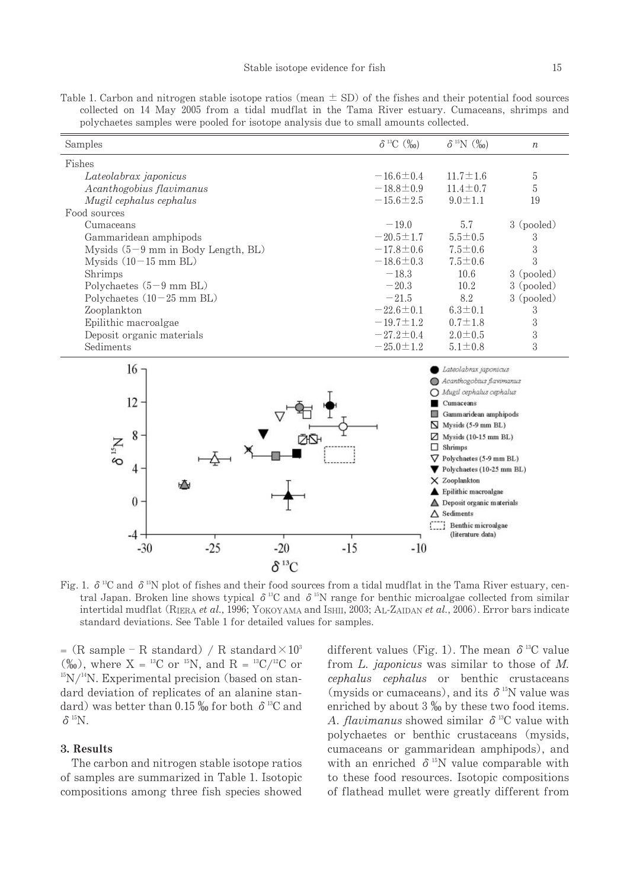Table 1. Carbon and nitrogen stable isotope ratios (mean ± SD) of the fishes and their potential food sources collected on 14 May 2005 from a tidal mudflat in the Tama River estuary. Cumaceans, shrimps and polychaetes samples were pooled for isotope analysis due to small amounts collected.

| Samples | $\delta^{13}C$ (‰) | $\delta^{15}N$ (‰) | *n* |
|---|---|---|---|
| Fishes | | | |
| *Lateolabrax japonicus* | −16.6±0.4 | 11.7±1.6 | 5 |
| *Acanthogobius flavimanus* | −18.8±0.9 | 11.4±0.7 | 5 |
| *Mugil cephalus cephalus* | −15.6±2.5 | 9.0±1.1 | 19 |
| Food sources | | | |
| Cumaceans | −19.0 | 5.7 | 3 (pooled) |
| Gammaridean amphipods | −20.5±1.7 | 5.5±0.5 | 3 |
| Mysids (5−9 mm in Body Length, BL) | −17.8±0.6 | 7.5±0.6 | 3 |
| Mysids (10−15 mm BL) | −18.6±0.3 | 7.5±0.6 | 3 |
| Shrimps | −18.3 | 10.6 | 3 (pooled) |
| Polychaetes (5−9 mm BL) | −20.3 | 10.2 | 3 (pooled) |
| Polychaetes (10−25 mm BL) | −21.5 | 8.2 | 3 (pooled) |
| Zooplankton | −22.6±0.1 | 6.3±0.1 | 3 |
| Epilithic macroalgae | −19.7±1.2 | 0.7±1.8 | 3 |
| Deposit organic materials | −27.2±0.4 | 2.0±0.5 | 3 |
| Sediments | −25.0±1.2 | 5.1±0.8 | 3 |

Fig. 1. $\delta^{13}C$ and $\delta^{15}N$ plot of fishes and their food sources from a tidal mudflat in the Tama River estuary, central Japan. Broken line shows typical $\delta^{13}C$ and $\delta^{15}N$ range for benthic microalgae collected from similar intertidal mudflat (RIERA *et al.*, 1996; YOKOYAMA and ISHII, 2003; AL-ZAIDAN *et al.*, 2006). Error bars indicate standard deviations. See Table 1 for detailed values for samples.

= (R sample − R standard) / R standard × $10^3$ (‰), where X = $^{13}C$ or $^{15}N$, and R = $^{13}C/^{12}C$ or $^{15}N/^{14}N$. Experimental precision (based on standard deviation of replicates of an alanine standard) was better than 0.15 ‰ for both $\delta^{13}C$ and $\delta^{15}N$.

### 3. Results

The carbon and nitrogen stable isotope ratios of samples are summarized in Table 1. Isotopic compositions among three fish species showed different values (Fig. 1). The mean $\delta^{13}C$ value from *L. japonicus* was similar to those of *M. cephalus cephalus* or benthic crustaceans (mysids or cumaceans), and its $\delta^{15}N$ value was enriched by about 3 ‰ by these two food items. *A. flavimanus* showed similar $\delta^{13}C$ value with polychaetes or benthic crustaceans (mysids, cumaceans or gammaridean amphipods), and with an enriched $\delta^{15}N$ value comparable with to these food resources. Isotopic compositions of flathead mullet were greatly different from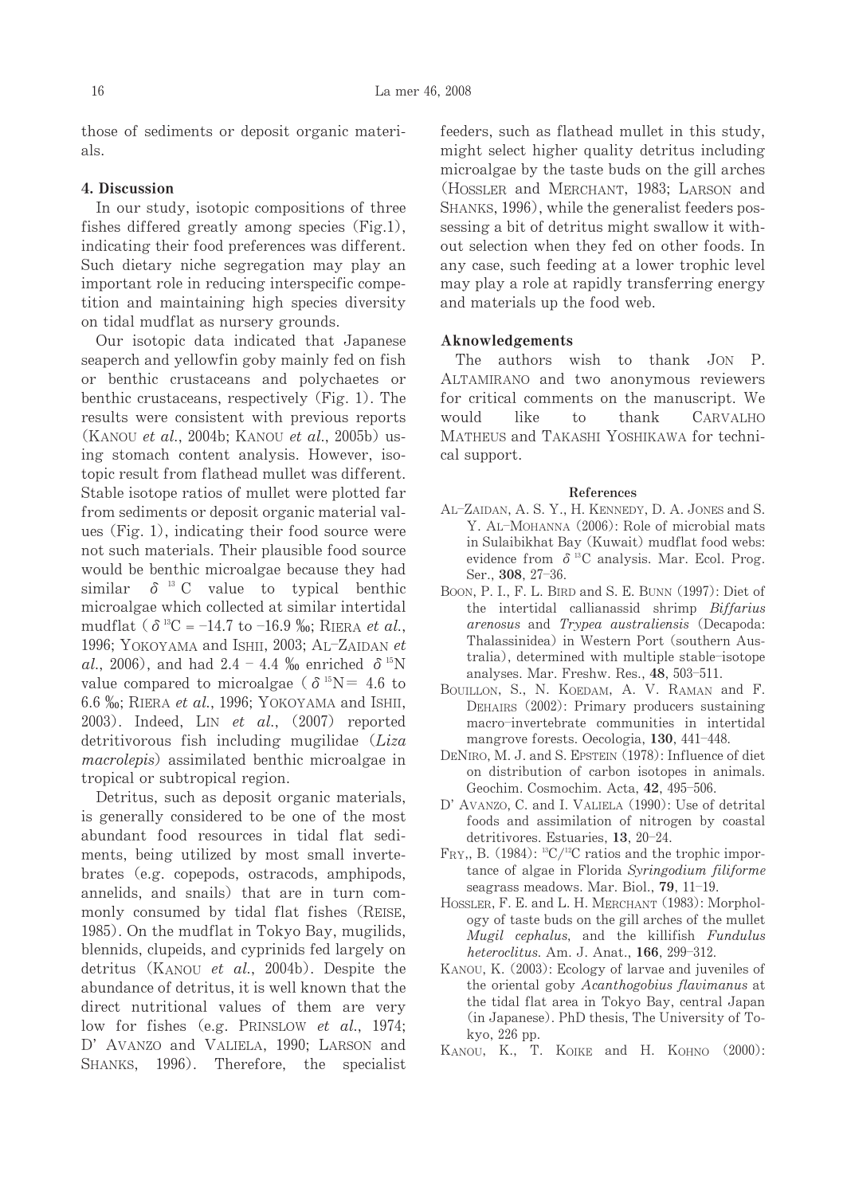those of sediments or deposit organic materials.

## 4. Discussion

In our study, isotopic compositions of three fishes differed greatly among species (Fig.1), indicating their food preferences was different. Such dietary niche segregation may play an important role in reducing interspecific competition and maintaining high species diversity on tidal mudflat as nursery grounds.

Our isotopic data indicated that Japanese seaperch and yellowfin goby mainly fed on fish or benthic crustaceans and polychaetes or benthic crustaceans, respectively (Fig. 1). The results were consistent with previous reports (KANOU *et al.*, 2004b; KANOU *et al.*, 2005b) using stomach content analysis. However, isotopic result from flathead mullet was different. Stable isotope ratios of mullet were plotted far from sediments or deposit organic material values (Fig. 1), indicating their food source were not such materials. Their plausible food source would be benthic microalgae because they had similar $\delta^{13}C$ value to typical benthic microalgae which collected at similar intertidal mudflat ($\delta^{13}C = -14.7$ to $-16.9$ ‰; RIERA *et al.*, 1996; YOKOYAMA and ISHII, 2003; AL–ZAIDAN *et al.*, 2006), and had 2.4 – 4.4 ‰ enriched $\delta^{15}N$ value compared to microalgae ($\delta^{15}N = 4.6$ to 6.6 ‰; RIERA *et al.*, 1996; YOKOYAMA and ISHII, 2003). Indeed, LIN *et al.*, (2007) reported detritivorous fish including mugilidae (*Liza macrolepis*) assimilated benthic microalgae in tropical or subtropical region.

Detritus, such as deposit organic materials, is generally considered to be one of the most abundant food resources in tidal flat sediments, being utilized by most small invertebrates (e.g. copepods, ostracods, amphipods, annelids, and snails) that are in turn commonly consumed by tidal flat fishes (REISE, 1985). On the mudflat in Tokyo Bay, mugilids, blennids, clupeids, and cyprinids fed largely on detritus (KANOU *et al.*, 2004b). Despite the abundance of detritus, it is well known that the direct nutritional values of them are very low for fishes (e.g. PRINSLOW *et al.*, 1974; D' AVANZO and VALIELA, 1990; LARSON and SHANKS, 1996). Therefore, the specialist feeders, such as flathead mullet in this study, might select higher quality detritus including microalgae by the taste buds on the gill arches (HOSSLER and MERCHANT, 1983; LARSON and SHANKS, 1996), while the generalist feeders possessing a bit of detritus might swallow it without selection when they fed on other foods. In any case, such feeding at a lower trophic level may play a role at rapidly transferring energy and materials up the food web.

## Aknowledgements

The authors wish to thank JON P. ALTAMIRANO and two anonymous reviewers for critical comments on the manuscript. We would like to thank CARVALHO MATHEUS and TAKASHI YOSHIKAWA for technical support.

### References

AL–ZAIDAN, A. S. Y., H. KENNEDY, D. A. JONES and S. Y. AL–MOHANNA (2006): Role of microbial mats in Sulaibikhat Bay (Kuwait) mudflat food webs: evidence from $\delta^{13}C$ analysis. Mar. Ecol. Prog. Ser., **308**, 27–36.

BOON, P. I., F. L. BIRD and S. E. BUNN (1997): Diet of the intertidal callianassid shrimp *Biffarius arenosus* and *Trypea australiensis* (Decapoda: Thalassinidea) in Western Port (southern Australia), determined with multiple stable–isotope analyses. Mar. Freshw. Res., **48**, 503–511.

BOUILLON, S., N. KOEDAM, A. V. RAMAN and F. DEHAIRS (2002): Primary producers sustaining macro–invertebrate communities in intertidal mangrove forests. Oecologia, **130**, 441–448.

DENIRO, M. J. and S. EPSTEIN (1978): Influence of diet on distribution of carbon isotopes in animals. Geochim. Cosmochim. Acta, **42**, 495–506.

D' AVANZO, C. and I. VALIELA (1990): Use of detrital foods and assimilation of nitrogen by coastal detritivores. Estuaries, **13**, 20–24.

FRY,, B. (1984): $^{13}C/^{12}C$ ratios and the trophic importance of algae in Florida *Syringodium filiforme* seagrass meadows. Mar. Biol., **79**, 11–19.

HOSSLER, F. E. and L. H. MERCHANT (1983): Morphology of taste buds on the gill arches of the mullet *Mugil cephalus*, and the killifish *Fundulus heteroclitus*. Am. J. Anat., **166**, 299–312.

KANOU, K. (2003): Ecology of larvae and juveniles of the oriental goby *Acanthogobius flavimanus* at the tidal flat area in Tokyo Bay, central Japan (in Japanese). PhD thesis, The University of Tokyo, 226 pp.

KANOU, K., T. KOIKE and H. KOHNO (2000):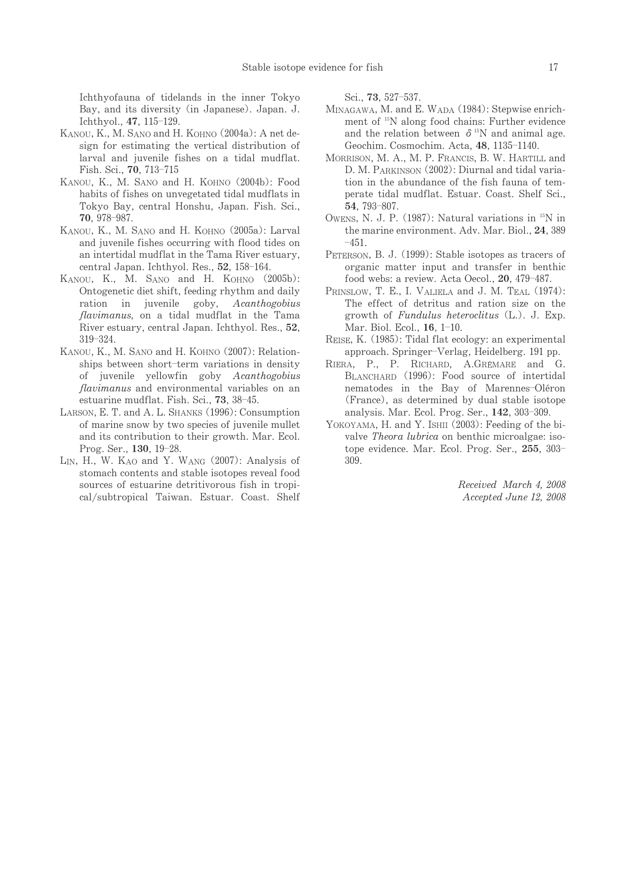Ichthyofauna of tidelands in the inner Tokyo Bay, and its diversity (in Japanese). Japan. J. Ichthyol., **47**, 115–129.

KANOU, K., M. SANO and H. KOHNO (2004a): A net design for estimating the vertical distribution of larval and juvenile fishes on a tidal mudflat. Fish. Sci., **70**, 713–715

KANOU, K., M. SANO and H. KOHNO (2004b): Food habits of fishes on unvegetated tidal mudflats in Tokyo Bay, central Honshu, Japan. Fish. Sci., **70**, 978–987.

KANOU, K., M. SANO and H. KOHNO (2005a): Larval and juvenile fishes occurring with flood tides on an intertidal mudflat in the Tama River estuary, central Japan. Ichthyol. Res., **52**, 158–164.

KANOU, K., M. SANO and H. KOHNO (2005b): Ontogenetic diet shift, feeding rhythm and daily ration in juvenile goby, *Acanthogobius flavimanus*, on a tidal mudflat in the Tama River estuary, central Japan. Ichthyol. Res., **52**, 319–324.

KANOU, K., M. SANO and H. KOHNO (2007): Relationships between short-term variations in density of juvenile yellowfin goby *Acanthogobius flavimanus* and environmental variables on an estuarine mudflat. Fish. Sci., **73**, 38–45.

LARSON, E. T. and A. L. SHANKS (1996): Consumption of marine snow by two species of juvenile mullet and its contribution to their growth. Mar. Ecol. Prog. Ser., **130**, 19–28.

LIN, H., W. KAO and Y. WANG (2007): Analysis of stomach contents and stable isotopes reveal food sources of estuarine detritivorous fish in tropical/subtropical Taiwan. Estuar. Coast. Shelf Sci., **73**, 527–537.

MINAGAWA, M. and E. WADA (1984): Stepwise enrichment of $^{15}$N along food chains: Further evidence and the relation between $\delta^{15}$N and animal age. Geochim. Cosmochim. Acta, **48**, 1135–1140.

MORRISON, M. A., M. P. FRANCIS, B. W. HARTILL and D. M. PARKINSON (2002): Diurnal and tidal variation in the abundance of the fish fauna of temperate tidal mudflat. Estuar. Coast. Shelf Sci., **54**, 793–807.

OWENS, N. J. P. (1987): Natural variations in $^{15}$N in the marine environment. Adv. Mar. Biol., **24**, 389–451.

PETERSON, B. J. (1999): Stable isotopes as tracers of organic matter input and transfer in benthic food webs: a review. Acta Oecol., **20**, 479–487.

PRINSLOW, T. E., I. VALIELA and J. M. TEAL (1974): The effect of detritus and ration size on the growth of *Fundulus heteroclitus* (L.). J. Exp. Mar. Biol. Ecol., **16**, 1–10.

REISE, K. (1985): Tidal flat ecology: an experimental approach. Springer-Verlag, Heidelberg. 191 pp.

RIERA, P., P. RICHARD, A.GRÉMARE and G. BLANCHARD (1996): Food source of intertidal nematodes in the Bay of Marennes-Oléron (France), as determined by dual stable isotope analysis. Mar. Ecol. Prog. Ser., **142**, 303–309.

YOKOYAMA, H. and Y. ISHII (2003): Feeding of the bivalve *Theora lubrica* on benthic microalgae: isotope evidence. Mar. Ecol. Prog. Ser., **255**, 303–309.

*Received March 4, 2008*
*Accepted June 12, 2008*